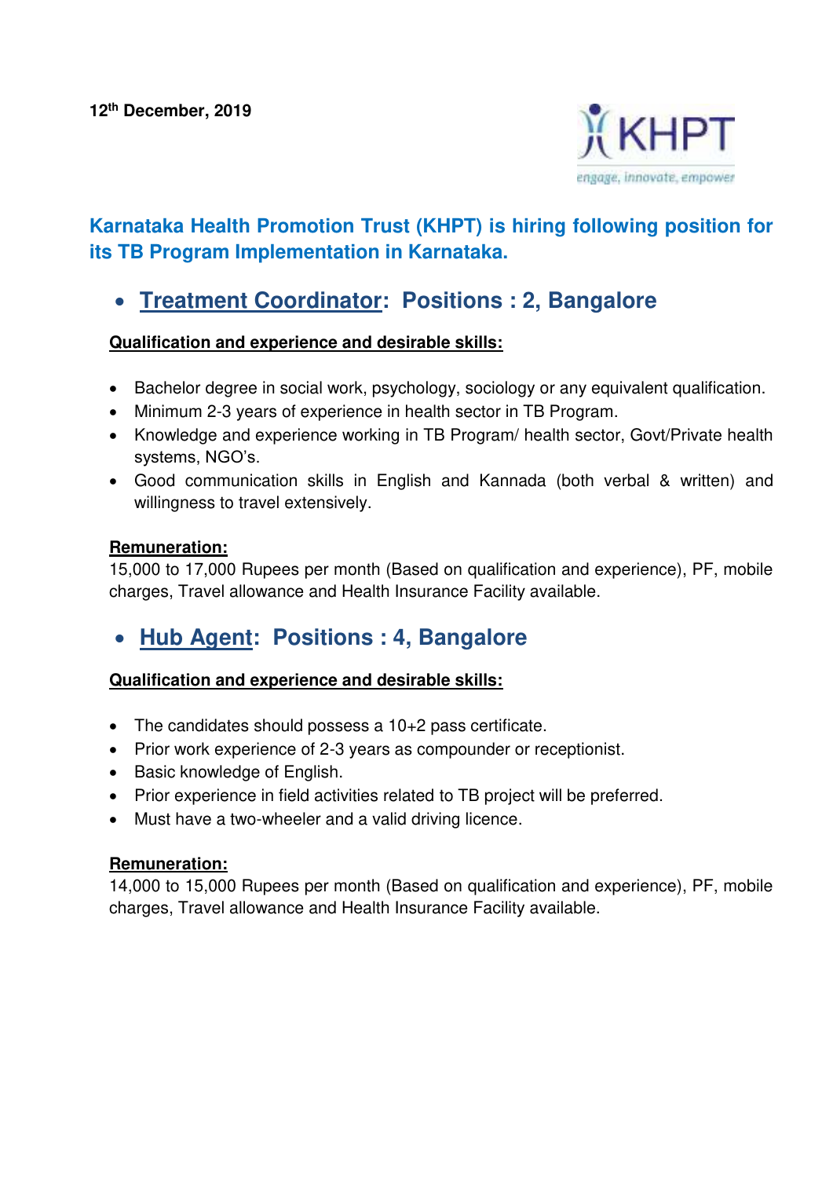12th December, 2019

KHPT
engage, innovate, empower

## Karnataka Health Promotion Trust (KHPT) is hiring following position for its TB Program Implementation in Karnataka.

### • Treatment Coordinator: Positions : 2, Bangalore

**Qualification and experience and desirable skills:**

- Bachelor degree in social work, psychology, sociology or any equivalent qualification.
- Minimum 2-3 years of experience in health sector in TB Program.
- Knowledge and experience working in TB Program/ health sector, Govt/Private health systems, NGO's.
- Good communication skills in English and Kannada (both verbal & written) and willingness to travel extensively.

**Remuneration:**
15,000 to 17,000 Rupees per month (Based on qualification and experience), PF, mobile charges, Travel allowance and Health Insurance Facility available.

### • Hub Agent: Positions : 4, Bangalore

**Qualification and experience and desirable skills:**

- The candidates should possess a 10+2 pass certificate.
- Prior work experience of 2-3 years as compounder or receptionist.
- Basic knowledge of English.
- Prior experience in field activities related to TB project will be preferred.
- Must have a two-wheeler and a valid driving licence.

**Remuneration:**
14,000 to 15,000 Rupees per month (Based on qualification and experience), PF, mobile charges, Travel allowance and Health Insurance Facility available.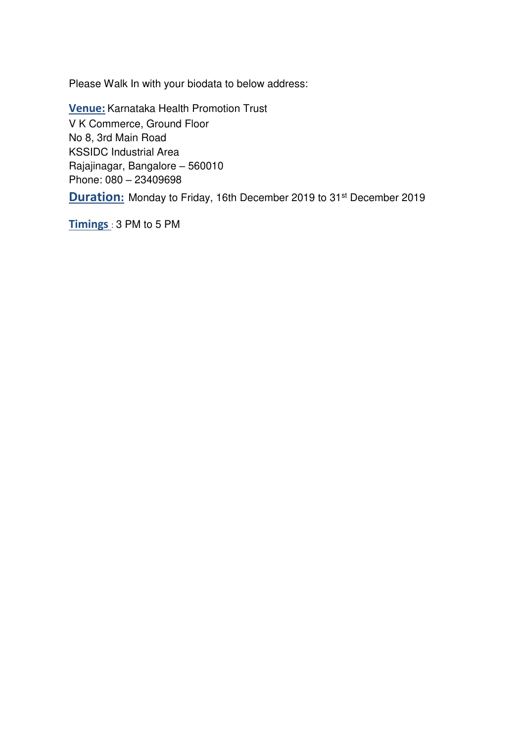Please Walk In with your biodata to below address:

**Venue:** Karnataka Health Promotion Trust
V K Commerce, Ground Floor
No 8, 3rd Main Road
KSSIDC Industrial Area
Rajajinagar, Bangalore – 560010
Phone: 080 – 23409698

**Duration:** Monday to Friday, 16th December 2019 to 31st December 2019

**Timings** : 3 PM to 5 PM